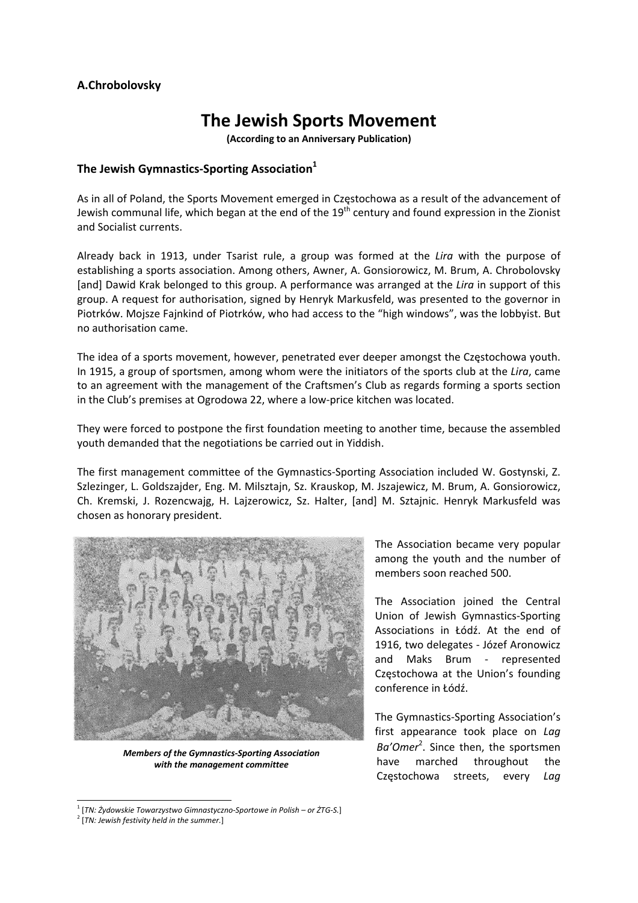**A.Chrobolovsky**

# The Jewish Sports Movement

**(According to an Anniversary Publication)**

## The Jewish Gymnastics-Sporting Association[1]

As in all of Poland, the Sports Movement emerged in Częstochowa as a result of the advancement of Jewish communal life, which began at the end of the 19th century and found expression in the Zionist and Socialist currents.

Already back in 1913, under Tsarist rule, a group was formed at the *Lira* with the purpose of establishing a sports association. Among others, Awner, A. Gonsiorowicz, M. Brum, A. Chrobolovsky [and] Dawid Krak belonged to this group. A performance was arranged at the *Lira* in support of this group. A request for authorisation, signed by Henryk Markusfeld, was presented to the governor in Piotrków. Mojsze Fajnkind of Piotrków, who had access to the "high windows", was the lobbyist. But no authorisation came.

The idea of a sports movement, however, penetrated ever deeper amongst the Częstochowa youth. In 1915, a group of sportsmen, among whom were the initiators of the sports club at the *Lira*, came to an agreement with the management of the Craftsmen's Club as regards forming a sports section in the Club's premises at Ogrodowa 22, where a low-price kitchen was located.

They were forced to postpone the first foundation meeting to another time, because the assembled youth demanded that the negotiations be carried out in Yiddish.

The first management committee of the Gymnastics-Sporting Association included W. Gostynski, Z. Szlezinger, L. Goldszajder, Eng. M. Milsztajn, Sz. Krauskop, M. Jszajewicz, M. Brum, A. Gonsiorowicz, Ch. Kremski, J. Rozencwajg, H. Lajzerowicz, Sz. Halter, [and] M. Sztajnic. Henryk Markusfeld was chosen as honorary president.

***Members of the Gymnastics-Sporting Association with the management committee***

The Association became very popular among the youth and the number of members soon reached 500.

The Association joined the Central Union of Jewish Gymnastics-Sporting Associations in Łódź. At the end of 1916, two delegates - Józef Aronowicz and Maks Brum - represented Częstochowa at the Union's founding conference in Łódź.

The Gymnastics-Sporting Association's first appearance took place on *Lag Ba'Omer*[2]. Since then, the sportsmen have marched throughout the Częstochowa streets, every *Lag*

---

[1] [*TN: Żydowskie Towarzystwo Gimnastyczno-Sportowe in Polish – or ŻTG-S.*]

[2] [*TN: Jewish festivity held in the summer.*]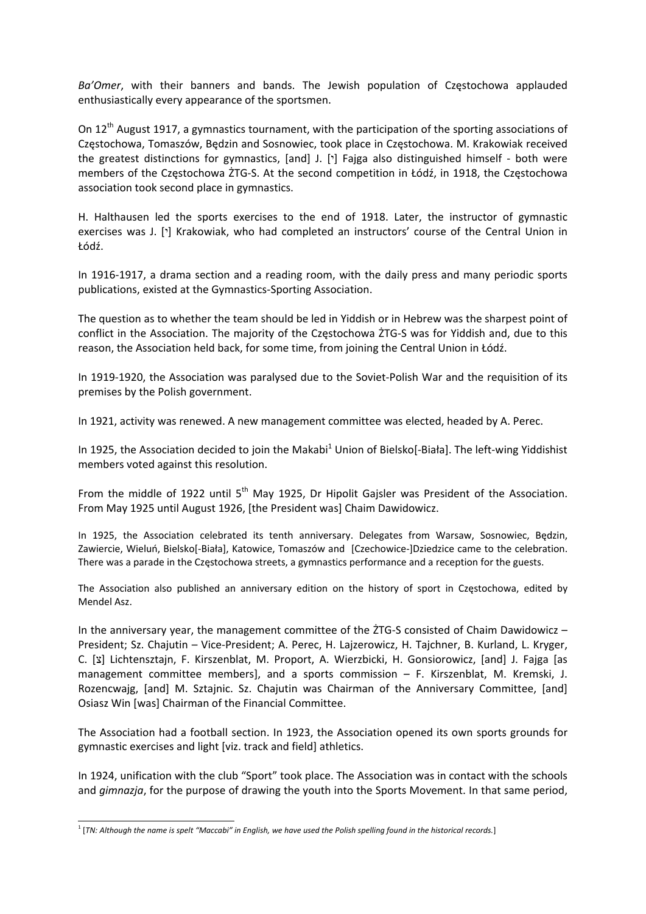*Ba'Omer*, with their banners and bands. The Jewish population of Częstochowa applauded enthusiastically every appearance of the sportsmen.

On 12th August 1917, a gymnastics tournament, with the participation of the sporting associations of Częstochowa, Tomaszów, Będzin and Sosnowiec, took place in Częstochowa. M. Krakowiak received the greatest distinctions for gymnastics, [and] J. [י] Fajga also distinguished himself - both were members of the Częstochowa ŻTG-S. At the second competition in Łódź, in 1918, the Częstochowa association took second place in gymnastics.

H. Halthausen led the sports exercises to the end of 1918. Later, the instructor of gymnastic exercises was J. [י] Krakowiak, who had completed an instructors' course of the Central Union in Łódź.

In 1916-1917, a drama section and a reading room, with the daily press and many periodic sports publications, existed at the Gymnastics-Sporting Association.

The question as to whether the team should be led in Yiddish or in Hebrew was the sharpest point of conflict in the Association. The majority of the Częstochowa ŻTG-S was for Yiddish and, due to this reason, the Association held back, for some time, from joining the Central Union in Łódź.

In 1919-1920, the Association was paralysed due to the Soviet-Polish War and the requisition of its premises by the Polish government.

In 1921, activity was renewed. A new management committee was elected, headed by A. Perec.

In 1925, the Association decided to join the Makabi[1] Union of Bielsko[-Biała]. The left-wing Yiddishist members voted against this resolution.

From the middle of 1922 until 5th May 1925, Dr Hipolit Gajsler was President of the Association. From May 1925 until August 1926, [the President was] Chaim Dawidowicz.

In 1925, the Association celebrated its tenth anniversary. Delegates from Warsaw, Sosnowiec, Będzin, Zawiercie, Wieluń, Bielsko[-Biała], Katowice, Tomaszów and [Czechowice-]Dziedzice came to the celebration. There was a parade in the Częstochowa streets, a gymnastics performance and a reception for the guests.

The Association also published an anniversary edition on the history of sport in Częstochowa, edited by Mendel Asz.

In the anniversary year, the management committee of the ŻTG-S consisted of Chaim Dawidowicz – President; Sz. Chajutin – Vice-President; A. Perec, H. Lajzerowicz, H. Tajchner, B. Kurland, L. Kryger, C. [צ] Lichtensztajn, F. Kirszenblat, M. Proport, A. Wierzbicki, H. Gonsiorowicz, [and] J. Fajga [as management committee members], and a sports commission – F. Kirszenblat, M. Kremski, J. Rozencwajg, [and] M. Sztajnic. Sz. Chajutin was Chairman of the Anniversary Committee, [and] Osiasz Win [was] Chairman of the Financial Committee.

The Association had a football section. In 1923, the Association opened its own sports grounds for gymnastic exercises and light [viz. track and field] athletics.

In 1924, unification with the club "Sport" took place. The Association was in contact with the schools and *gimnazja*, for the purpose of drawing the youth into the Sports Movement. In that same period,

[1] [*TN: Although the name is spelt "Maccabi" in English, we have used the Polish spelling found in the historical records.*]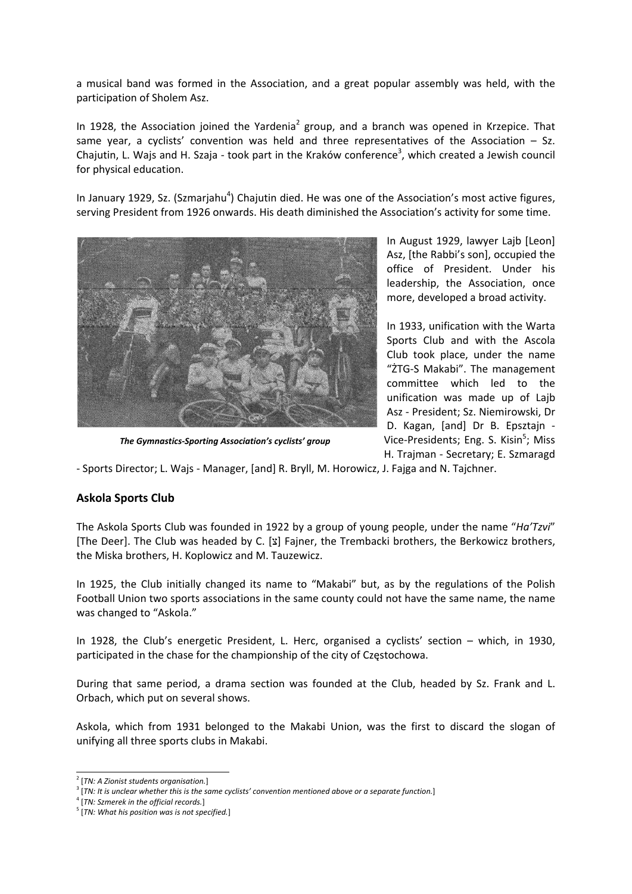a musical band was formed in the Association, and a great popular assembly was held, with the participation of Sholem Asz.

In 1928, the Association joined the Yardenia[2] group, and a branch was opened in Krzepice. That same year, a cyclists' convention was held and three representatives of the Association – Sz. Chajutin, L. Wajs and H. Szaja - took part in the Kraków conference[3], which created a Jewish council for physical education.

In January 1929, Sz. (Szmarjahu[4]) Chajutin died. He was one of the Association's most active figures, serving President from 1926 onwards. His death diminished the Association's activity for some time.

*The Gymnastics-Sporting Association's cyclists' group*

In August 1929, lawyer Lajb [Leon] Asz, [the Rabbi's son], occupied the office of President. Under his leadership, the Association, once more, developed a broad activity.

In 1933, unification with the Warta Sports Club and with the Ascola Club took place, under the name "ŻTG-S Makabi". The management committee which led to the unification was made up of Lajb Asz - President; Sz. Niemirowski, Dr D. Kagan, [and] Dr B. Epsztajn - Vice-Presidents; Eng. S. Kisin[5]; Miss H. Trajman - Secretary; E. Szmaragd - Sports Director; L. Wajs - Manager, [and] R. Bryll, M. Horowicz, J. Fajga and N. Tajchner.

## Askola Sports Club

The Askola Sports Club was founded in 1922 by a group of young people, under the name "*Ha'Tzvi*" [The Deer]. The Club was headed by C. [צ] Fajner, the Trembacki brothers, the Berkowicz brothers, the Miska brothers, H. Koplowicz and M. Tauzewicz.

In 1925, the Club initially changed its name to "Makabi" but, as by the regulations of the Polish Football Union two sports associations in the same county could not have the same name, the name was changed to "Askola."

In 1928, the Club's energetic President, L. Herc, organised a cyclists' section – which, in 1930, participated in the chase for the championship of the city of Częstochowa.

During that same period, a drama section was founded at the Club, headed by Sz. Frank and L. Orbach, which put on several shows.

Askola, which from 1931 belonged to the Makabi Union, was the first to discard the slogan of unifying all three sports clubs in Makabi.

---

[2] [*TN: A Zionist students organisation.*]

[3] [*TN: It is unclear whether this is the same cyclists' convention mentioned above or a separate function.*]

[4] [*TN: Szmerek in the official records.*]

[5] [*TN: What his position was is not specified.*]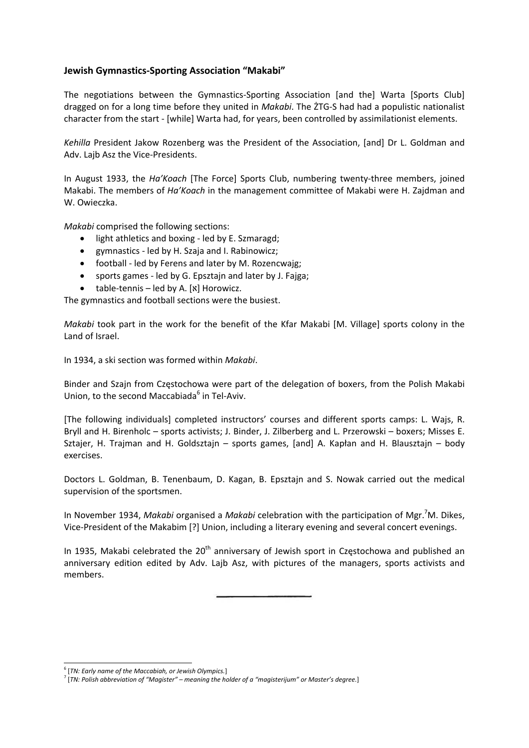### **Jewish Gymnastics-Sporting Association "Makabi"**

The negotiations between the Gymnastics-Sporting Association [and the] Warta [Sports Club] dragged on for a long time before they united in *Makabi*. The ŻTG-S had had a populistic nationalist character from the start - [while] Warta had, for years, been controlled by assimilationist elements.

*Kehilla* President Jakow Rozenberg was the President of the Association, [and] Dr L. Goldman and Adv. Lajb Asz the Vice-Presidents.

In August 1933, the *Ha'Koach* [The Force] Sports Club, numbering twenty-three members, joined Makabi. The members of *Ha'Koach* in the management committee of Makabi were H. Zajdman and W. Owieczka.

*Makabi* comprised the following sections:

- light athletics and boxing - led by E. Szmaragd;
- gymnastics - led by H. Szaja and I. Rabinowicz;
- football - led by Ferens and later by M. Rozencwajg;
- sports games - led by G. Epsztajn and later by J. Fajga;
- table-tennis – led by A. [א] Horowicz.

The gymnastics and football sections were the busiest.

*Makabi* took part in the work for the benefit of the Kfar Makabi [M. Village] sports colony in the Land of Israel.

In 1934, a ski section was formed within *Makabi*.

Binder and Szajn from Częstochowa were part of the delegation of boxers, from the Polish Makabi Union, to the second Maccabiada[6] in Tel-Aviv.

[The following individuals] completed instructors' courses and different sports camps: L. Wajs, R. Bryll and H. Birenholc – sports activists; J. Binder, J. Zilberberg and L. Przerowski – boxers; Misses E. Sztajer, H. Trajman and H. Goldsztajn – sports games, [and] A. Kapłan and H. Blausztajn – body exercises.

Doctors L. Goldman, B. Tenenbaum, D. Kagan, B. Epsztajn and S. Nowak carried out the medical supervision of the sportsmen.

In November 1934, *Makabi* organised a *Makabi* celebration with the participation of Mgr.[7]M. Dikes, Vice-President of the Makabim [?] Union, including a literary evening and several concert evenings.

In 1935, Makabi celebrated the 20th anniversary of Jewish sport in Częstochowa and published an anniversary edition edited by Adv. Lajb Asz, with pictures of the managers, sports activists and members.

---

[6] [*TN: Early name of the Maccabiah, or Jewish Olympics.*]

[7] [*TN: Polish abbreviation of "Magister" – meaning the holder of a "magisterijum" or Master's degree.*]